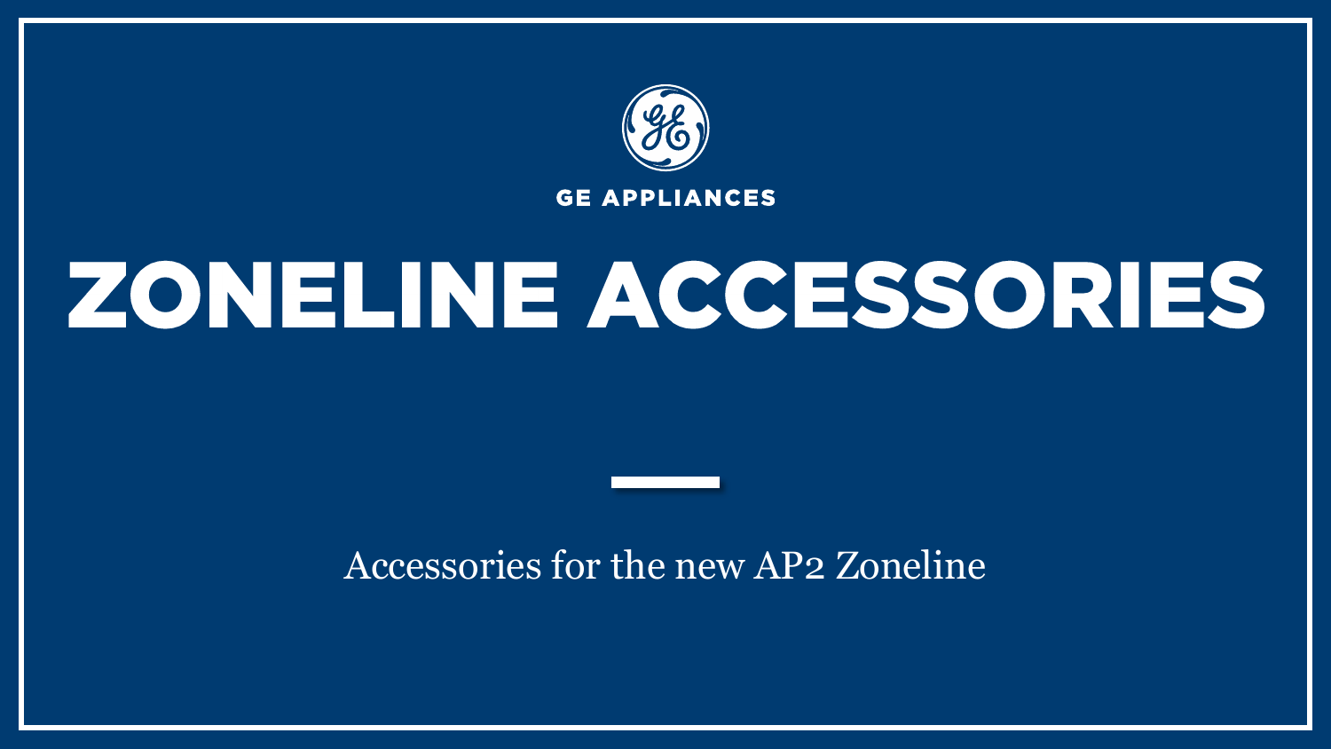GE APPLIANCES

# ZONELINE ACCESSORIES

Accessories for the new AP2 Zoneline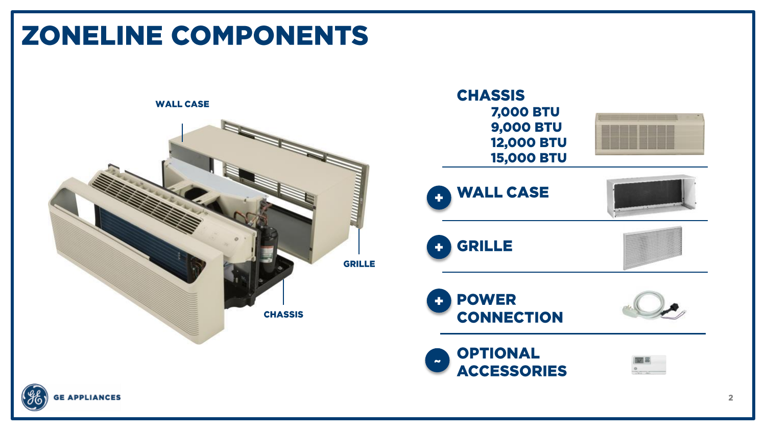# ZONELINE COMPONENTS

WALL CASE

GRILLE

CHASSIS

## CHASSIS

- 7,000 BTU
- 9,000 BTU
- 12,000 BTU
- 15,000 BTU

## + WALL CASE

## + GRILLE

## + POWER CONNECTION

## ~ OPTIONAL ACCESSORIES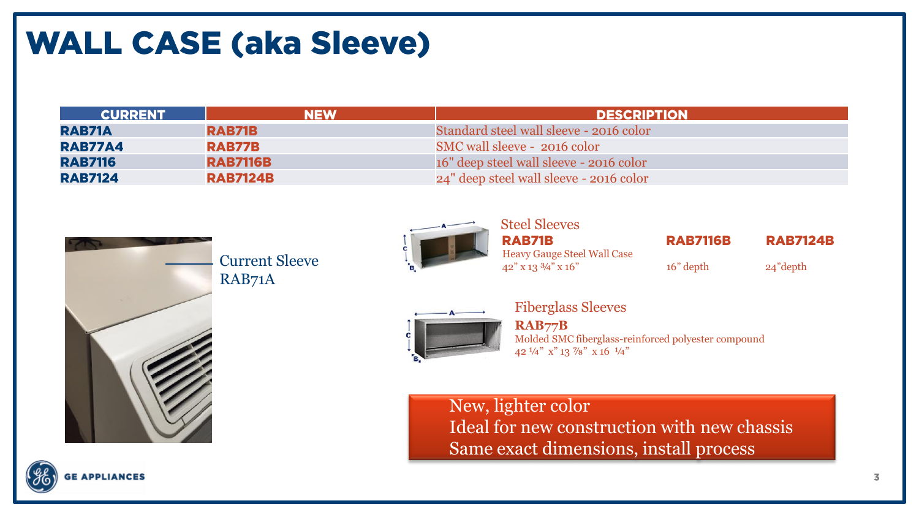# WALL CASE (aka Sleeve)

| CURRENT | NEW | DESCRIPTION |
|---|---|---|
| **RAB71A** | **RAB71B** | Standard steel wall sleeve - 2016 color |
| **RAB77A4** | **RAB77B** | SMC wall sleeve - 2016 color |
| **RAB7116** | **RAB7116B** | 16" deep steel wall sleeve - 2016 color |
| **RAB7124** | **RAB7124B** | 24" deep steel wall sleeve - 2016 color |

Current Sleeve RAB71A

### Steel Sleeves

| **RAB71B** | **RAB7116B** | **RAB7124B** |
|---|---|---|
| Heavy Gauge Steel Wall Case<br>42" x 13 ¾" x 16" | 16" depth | 24"depth |

### Fiberglass Sleeves

**RAB77B**

Molded SMC fiberglass-reinforced polyester compound
42 ¼" x" 13 ⅞" x 16 ¼"

- New, lighter color
- Ideal for new construction with new chassis
- Same exact dimensions, install process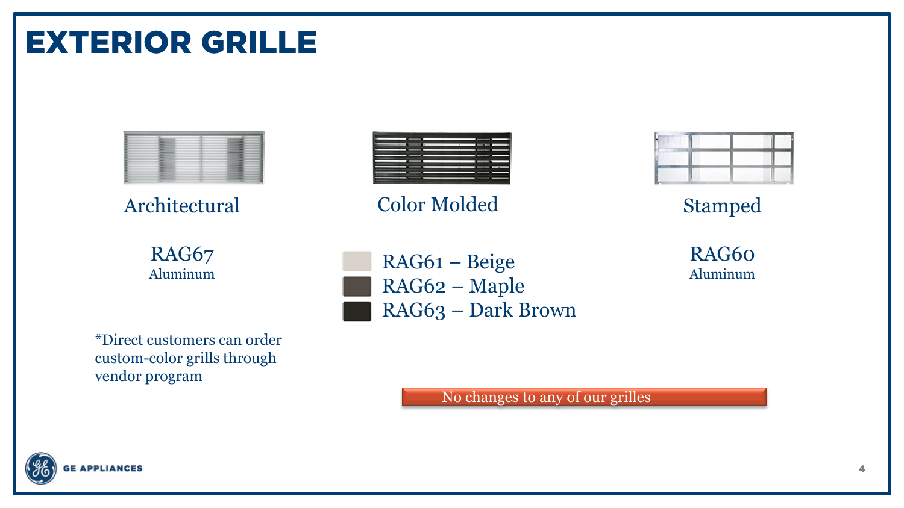# EXTERIOR GRILLE

### Architectural

RAG67
Aluminum

*Direct customers can order custom-color grills through vendor program

### Color Molded

- RAG61 – Beige
- RAG62 – Maple
- RAG63 – Dark Brown

### Stamped

RAG60
Aluminum

No changes to any of our grilles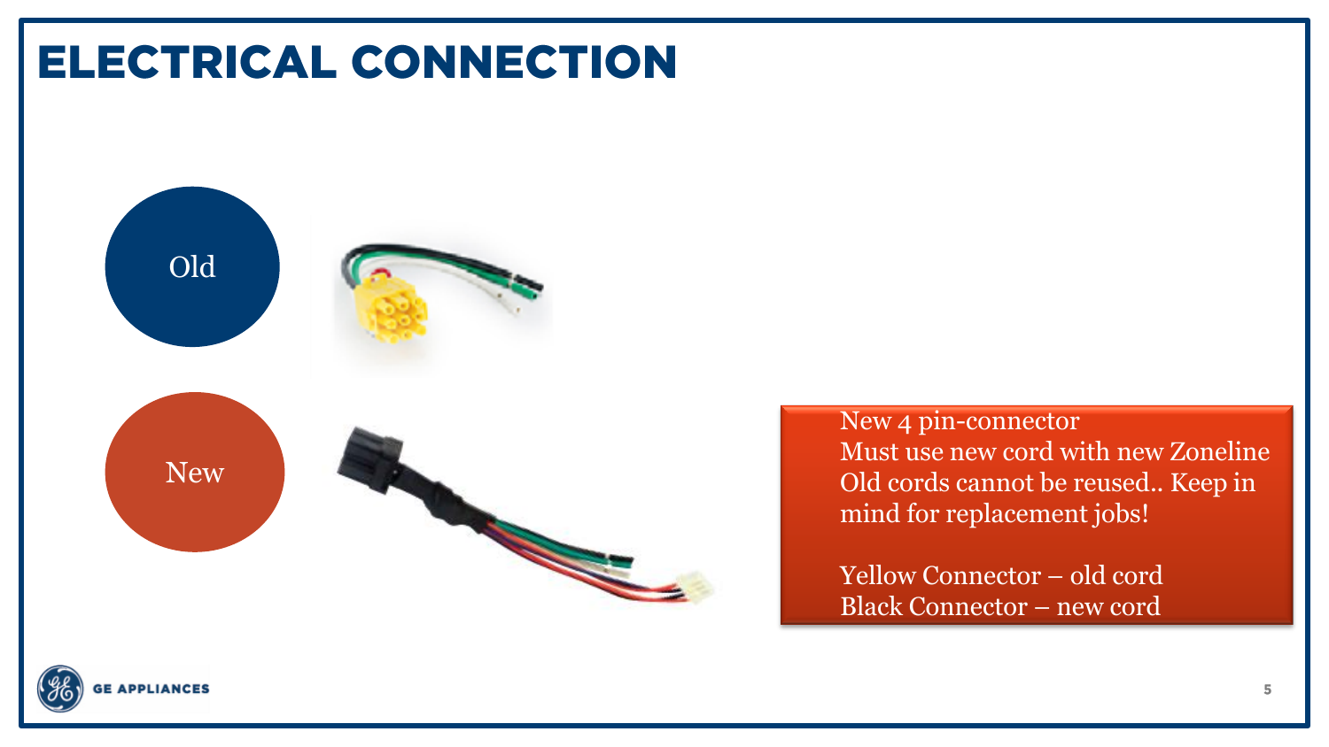# ELECTRICAL CONNECTION

Old

New

New 4 pin-connector
Must use new cord with new Zoneline
Old cords cannot be reused.. Keep in mind for replacement jobs!

Yellow Connector – old cord
Black Connector – new cord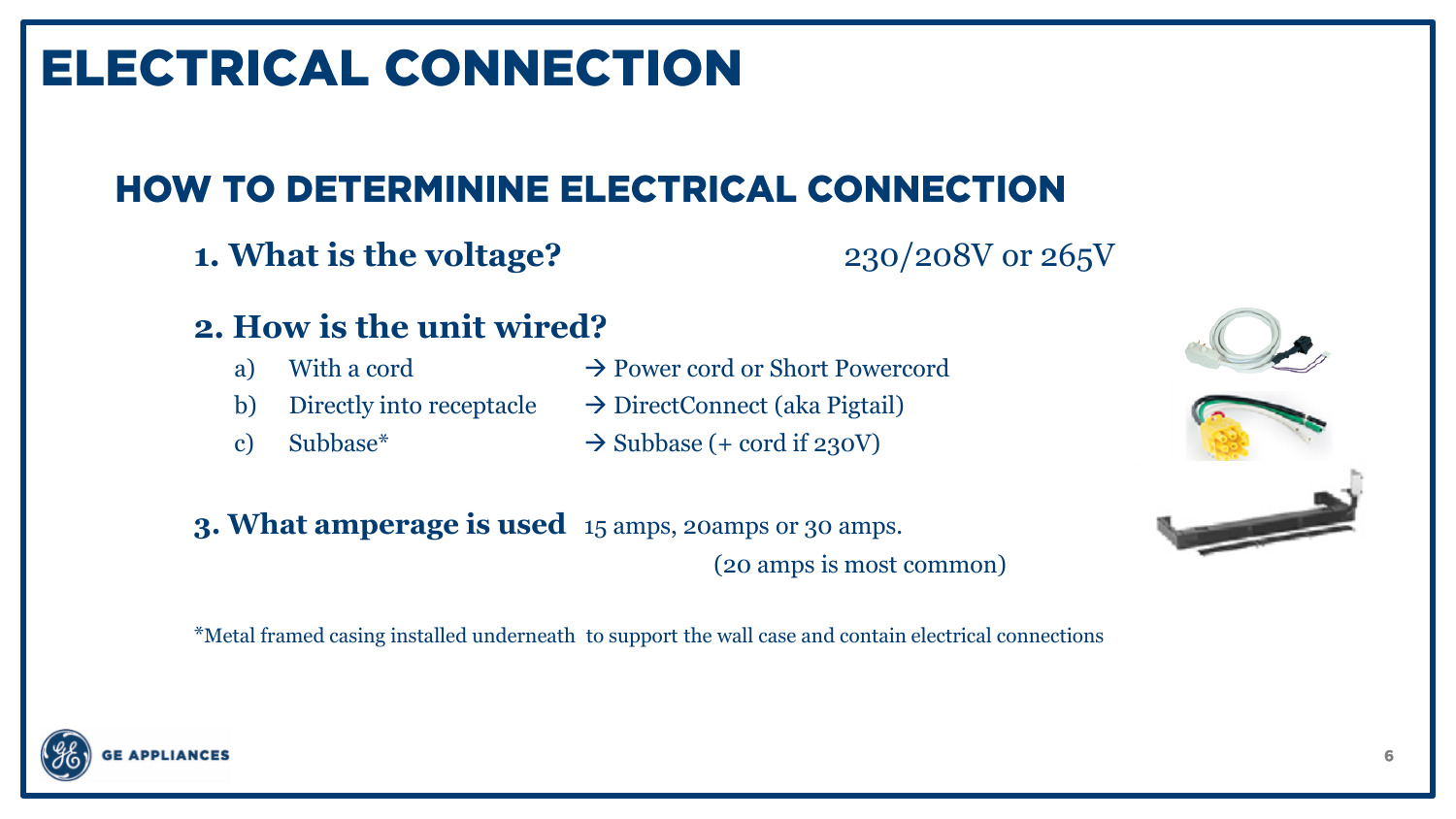# ELECTRICAL CONNECTION

## HOW TO DETERMININE ELECTRICAL CONNECTION

**1. What is the voltage?** 230/208V or 265V

**2. How is the unit wired?**

a) With a cord → Power cord or Short Powercord

b) Directly into receptacle → DirectConnect (aka Pigtail)

c) Subbase* → Subbase (+ cord if 230V)

**3. What amperage is used** 15 amps, 20amps or 30 amps.

(20 amps is most common)

*Metal framed casing installed underneath to support the wall case and contain electrical connections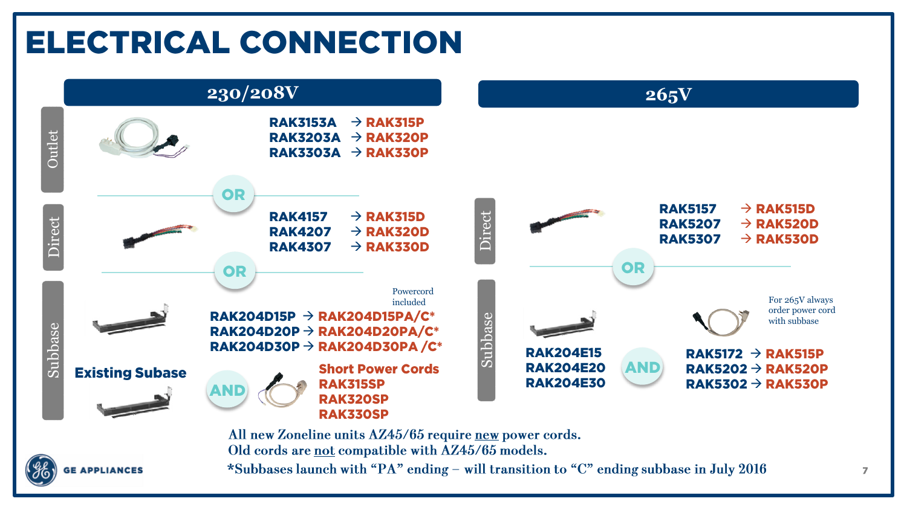# ELECTRICAL CONNECTION

## 230/208V

**Outlet**

RAK3153A → RAK315P
RAK3203A → RAK320P
RAK3303A → RAK330P

**OR**

**Direct**

RAK4157 → RAK315D
RAK4207 → RAK320D
RAK4307 → RAK330D

**OR**

**Subbase**

Powercord included

RAK204D15P → RAK204D15PA/C*
RAK204D20P → RAK204D20PA/C*
RAK204D30P → RAK204D30PA /C*

**Existing Subase** **AND**

Short Power Cords
RAK315SP
RAK320SP
RAK330SP

## 265V

**Direct**

RAK5157 → RAK515D
RAK5207 → RAK520D
RAK5307 → RAK530D

**OR**

**Subbase**

RAK204E15
RAK204E20
RAK204E30

**AND**

For 265V always order power cord with subbase

RAK5172 → RAK515P
RAK5202 → RAK520P
RAK5302 → RAK530P

All new Zoneline units AZ45/65 require new power cords.
Old cords are not compatible with AZ45/65 models.
*Subbases launch with "PA" ending – will transition to "C" ending subbase in July 2016

GE APPLIANCES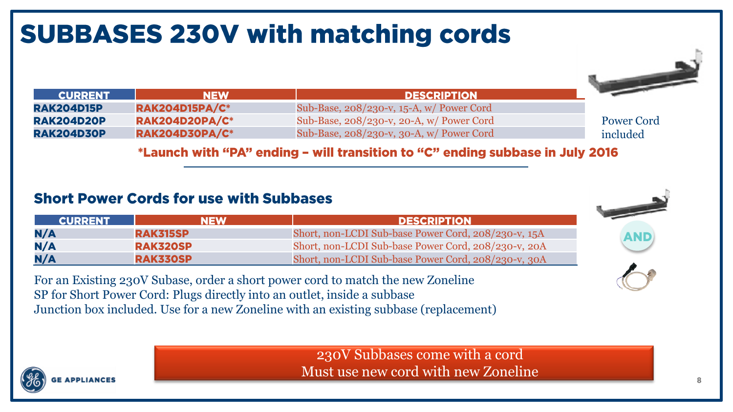# SUBBASES 230V with matching cords

| CURRENT | NEW | DESCRIPTION |
| --- | --- | --- |
| RAK204D15P | RAK204D15PA/C* | Sub-Base, 208/230-v, 15-A, w/ Power Cord |
| RAK204D20P | RAK204D20PA/C* | Sub-Base, 208/230-v, 20-A, w/ Power Cord |
| RAK204D30P | RAK204D30PA/C* | Sub-Base, 208/230-v, 30-A, w/ Power Cord |

Power Cord included

***Launch with "PA" ending – will transition to "C" ending subbase in July 2016**

## Short Power Cords for use with Subbases

| CURRENT | NEW | DESCRIPTION |
| --- | --- | --- |
| N/A | RAK315SP | Short, non-LCDI Sub-base Power Cord, 208/230-v, 15A |
| N/A | RAK320SP | Short, non-LCDI Sub-base Power Cord, 208/230-v, 20A |
| N/A | RAK330SP | Short, non-LCDI Sub-base Power Cord, 208/230-v, 30A |

AND

For an Existing 230V Subase, order a short power cord to match the new Zoneline
SP for Short Power Cord: Plugs directly into an outlet, inside a subbase
Junction box included. Use for a new Zoneline with an existing subbase (replacement)

230V Subbases come with a cord
Must use new cord with new Zoneline

GE APPLIANCES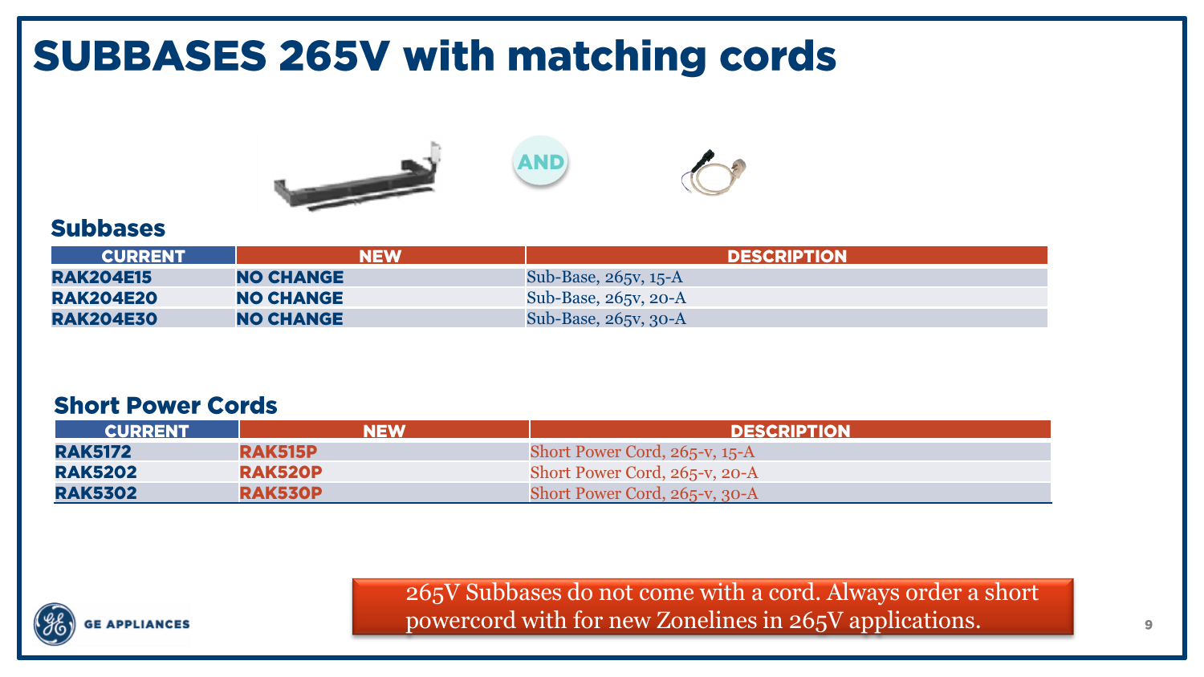# SUBBASES 265V with matching cords

AND

## Subbases

| CURRENT | NEW | DESCRIPTION |
| --- | --- | --- |
| **RAK204E15** | **NO CHANGE** | Sub-Base, 265v, 15-A |
| **RAK204E20** | **NO CHANGE** | Sub-Base, 265v, 20-A |
| **RAK204E30** | **NO CHANGE** | Sub-Base, 265v, 30-A |

## Short Power Cords

| CURRENT | NEW | DESCRIPTION |
| --- | --- | --- |
| **RAK5172** | **RAK515P** | Short Power Cord, 265-v, 15-A |
| **RAK5202** | **RAK520P** | Short Power Cord, 265-v, 20-A |
| **RAK5302** | **RAK530P** | Short Power Cord, 265-v, 30-A |

265V Subbases do not come with a cord. Always order a short powercord with for new Zonelines in 265V applications.

GE APPLIANCES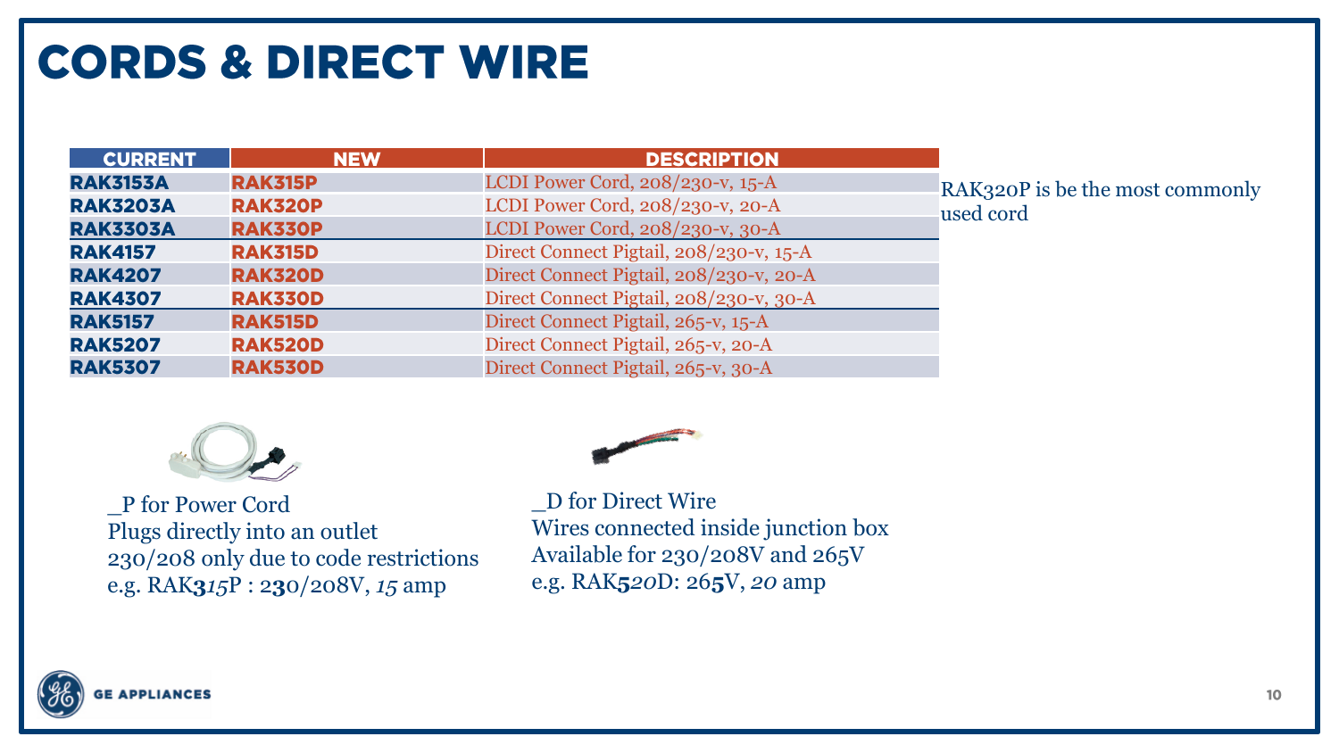# CORDS & DIRECT WIRE

| CURRENT | NEW | DESCRIPTION |
| --- | --- | --- |
| **RAK3153A** | **RAK315P** | LCDI Power Cord, 208/230-v, 15-A |
| **RAK3203A** | **RAK320P** | LCDI Power Cord, 208/230-v, 20-A |
| **RAK3303A** | **RAK330P** | LCDI Power Cord, 208/230-v, 30-A |
| **RAK4157** | **RAK315D** | Direct Connect Pigtail, 208/230-v, 15-A |
| **RAK4207** | **RAK320D** | Direct Connect Pigtail, 208/230-v, 20-A |
| **RAK4307** | **RAK330D** | Direct Connect Pigtail, 208/230-v, 30-A |
| **RAK5157** | **RAK515D** | Direct Connect Pigtail, 265-v, 15-A |
| **RAK5207** | **RAK520D** | Direct Connect Pigtail, 265-v, 20-A |
| **RAK5307** | **RAK530D** | Direct Connect Pigtail, 265-v, 30-A |

RAK320P is be the most commonly used cord

_P for Power Cord
Plugs directly into an outlet
230/208 only due to code restrictions
e.g. RAK**3***15*P : 2**3**0/208V, *15* amp

_D for Direct Wire
Wires connected inside junction box
Available for 230/208V and 265V
e.g. RAK**5***20*D: 26**5**V, *20* amp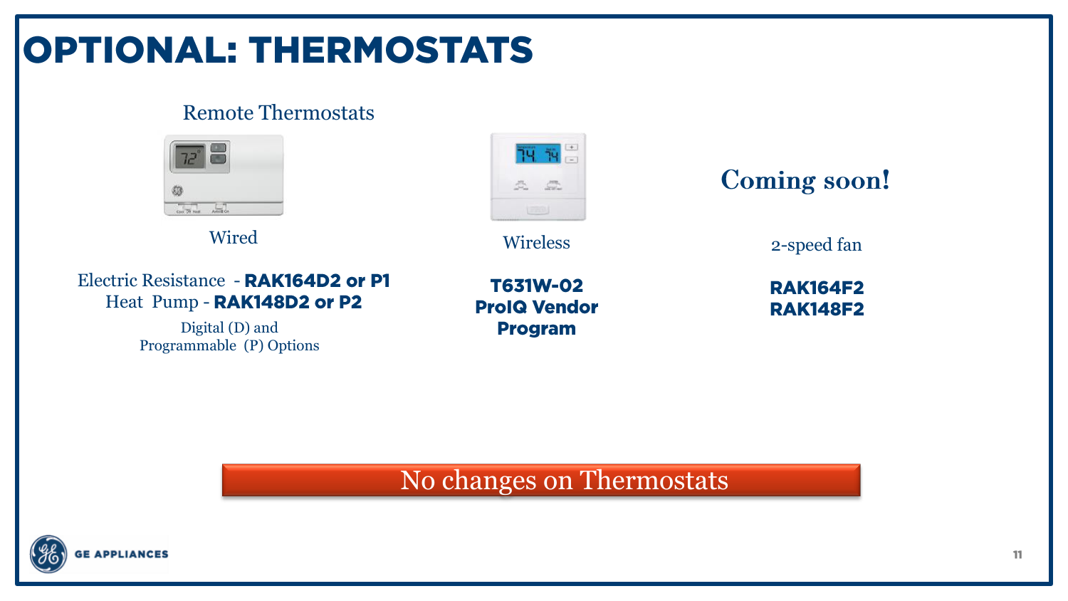# OPTIONAL: THERMOSTATS

## Remote Thermostats

Wired

Electric Resistance - **RAK164D2 or P1**
Heat Pump - **RAK148D2 or P2**

Digital (D) and
Programmable (P) Options

Wireless

**T631W-02**
**ProIQ Vendor Program**

## Coming soon!

2-speed fan

**RAK164F2**
**RAK148F2**

No changes on Thermostats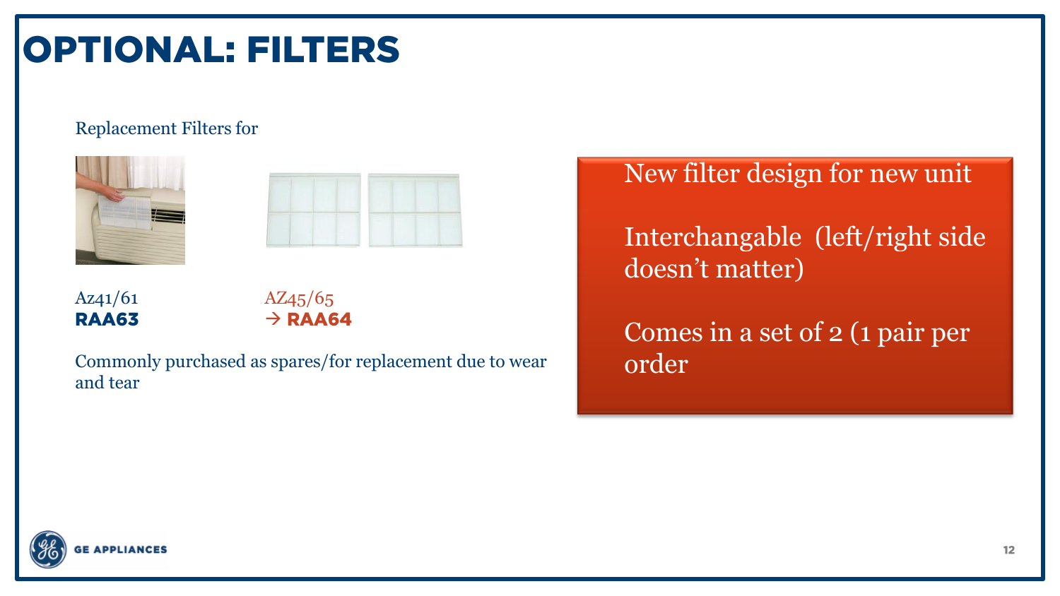# OPTIONAL: FILTERS

Replacement Filters for

Az41/61
**RAA63**

AZ45/65
→ **RAA64**

Commonly purchased as spares/for replacement due to wear and tear

New filter design for new unit

Interchangable (left/right side doesn't matter)

Comes in a set of 2 (1 pair per order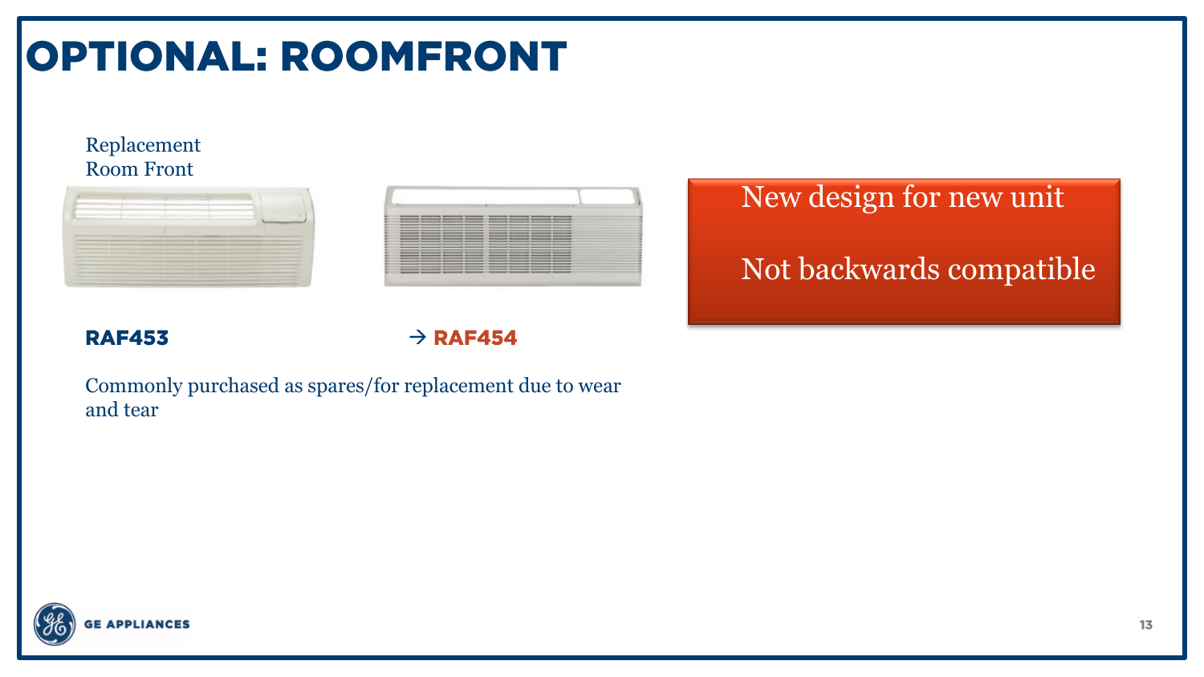# OPTIONAL: ROOMFRONT

Replacement Room Front

**RAF453** → **RAF454**

Commonly purchased as spares/for replacement due to wear and tear

New design for new unit

Not backwards compatible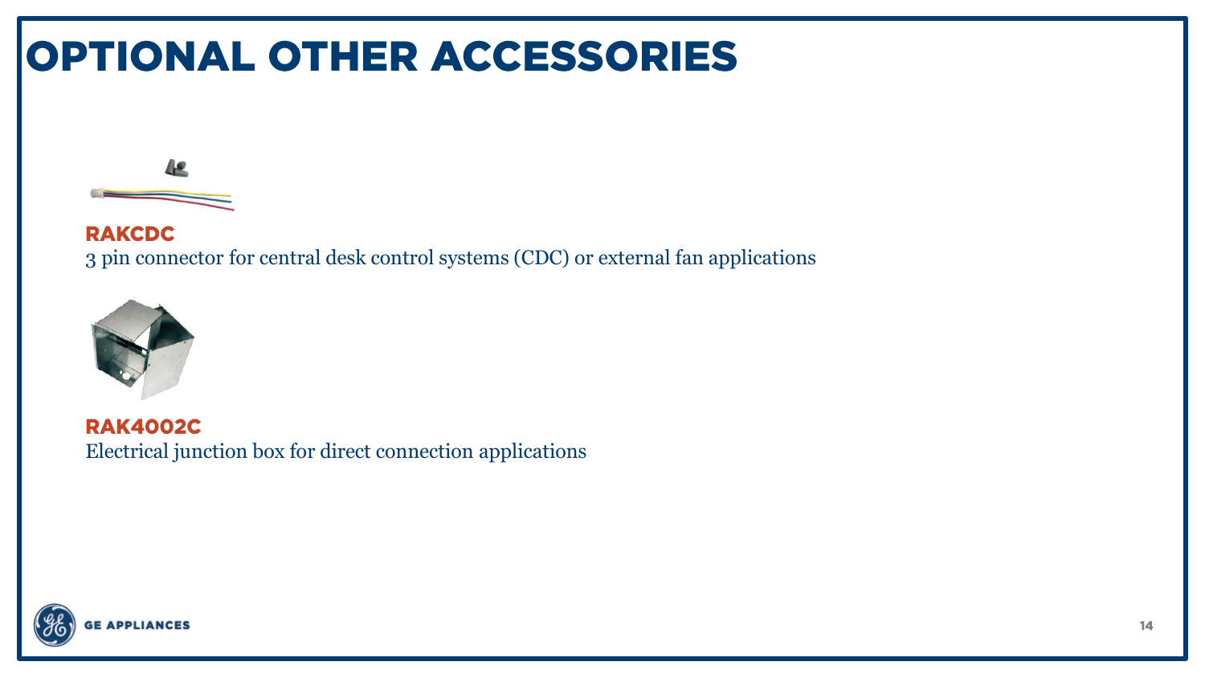# OPTIONAL OTHER ACCESSORIES

**RAKCDC**

3 pin connector for central desk control systems (CDC) or external fan applications

**RAK4002C**

Electrical junction box for direct connection applications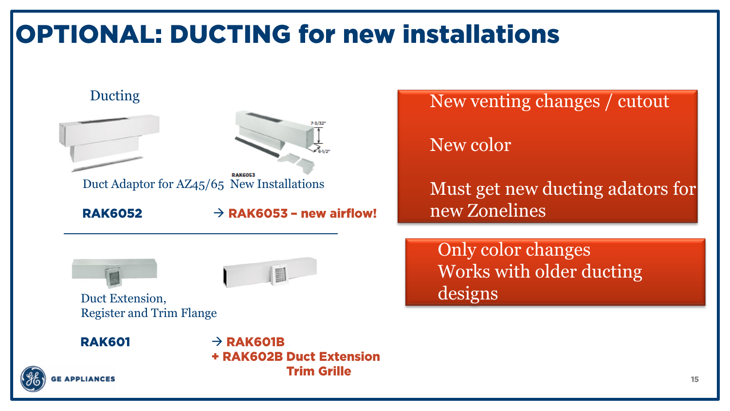# OPTIONAL: DUCTING for new installations

Ducting

Duct Adaptor for AZ45/65

**RAK6052**

New Installations

→ **RAK6053 – new airflow!**

New venting changes / cutout

New color

Must get new ducting adators for new Zonelines

---

Duct Extension, Register and Trim Flange

**RAK601**

→ **RAK601B**
**+ RAK602B Duct Extension Trim Grille**

Only color changes
Works with older ducting designs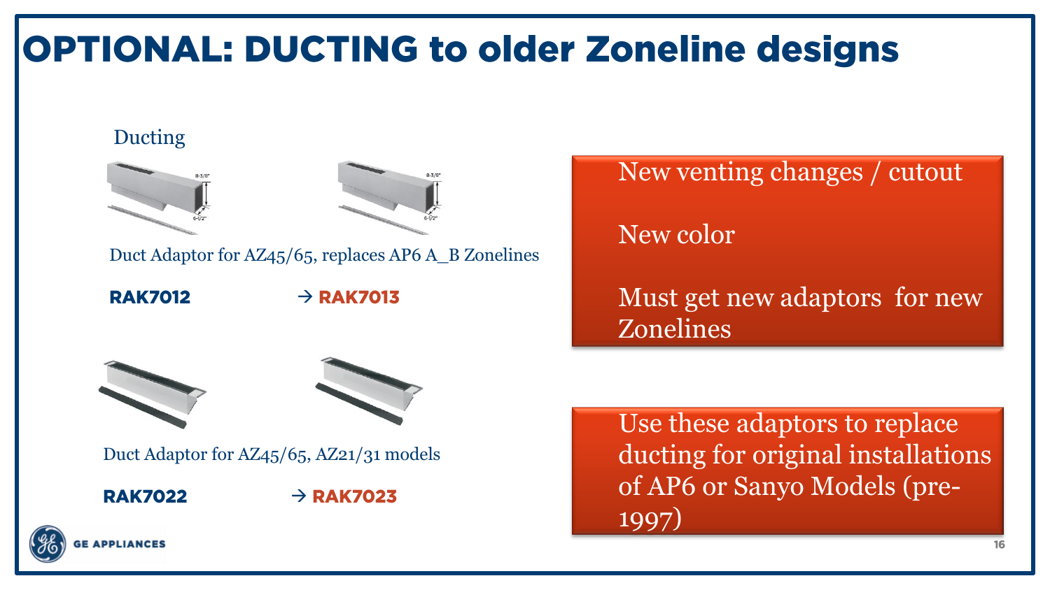# OPTIONAL: DUCTING to older Zoneline designs

Ducting

Duct Adaptor for AZ45/65, replaces AP6 A_B Zonelines

**RAK7012** → **RAK7013**

Duct Adaptor for AZ45/65, AZ21/31 models

**RAK7022** → **RAK7023**

New venting changes / cutout

New color

Must get new adaptors for new Zonelines

Use these adaptors to replace ducting for original installations of AP6 or Sanyo Models (pre-1997)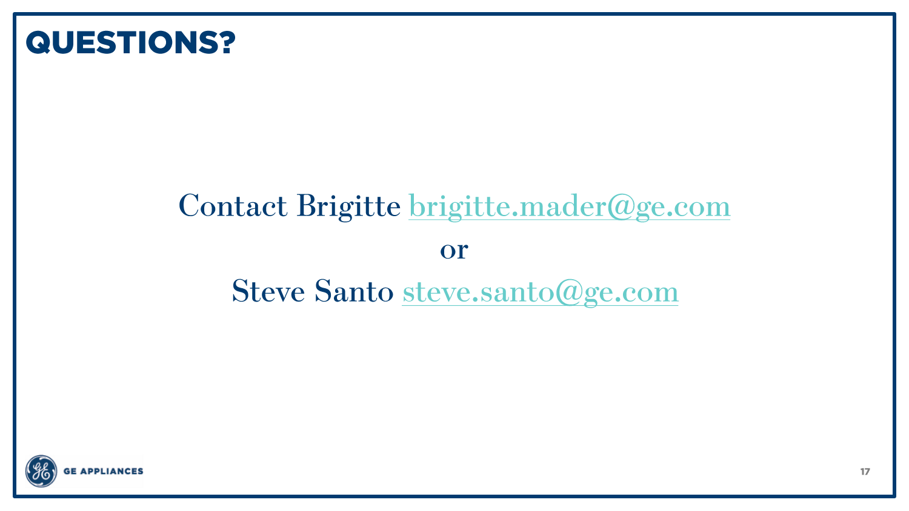# QUESTIONS?

Contact Brigitte brigitte.mader@ge.com

or

Steve Santo steve.santo@ge.com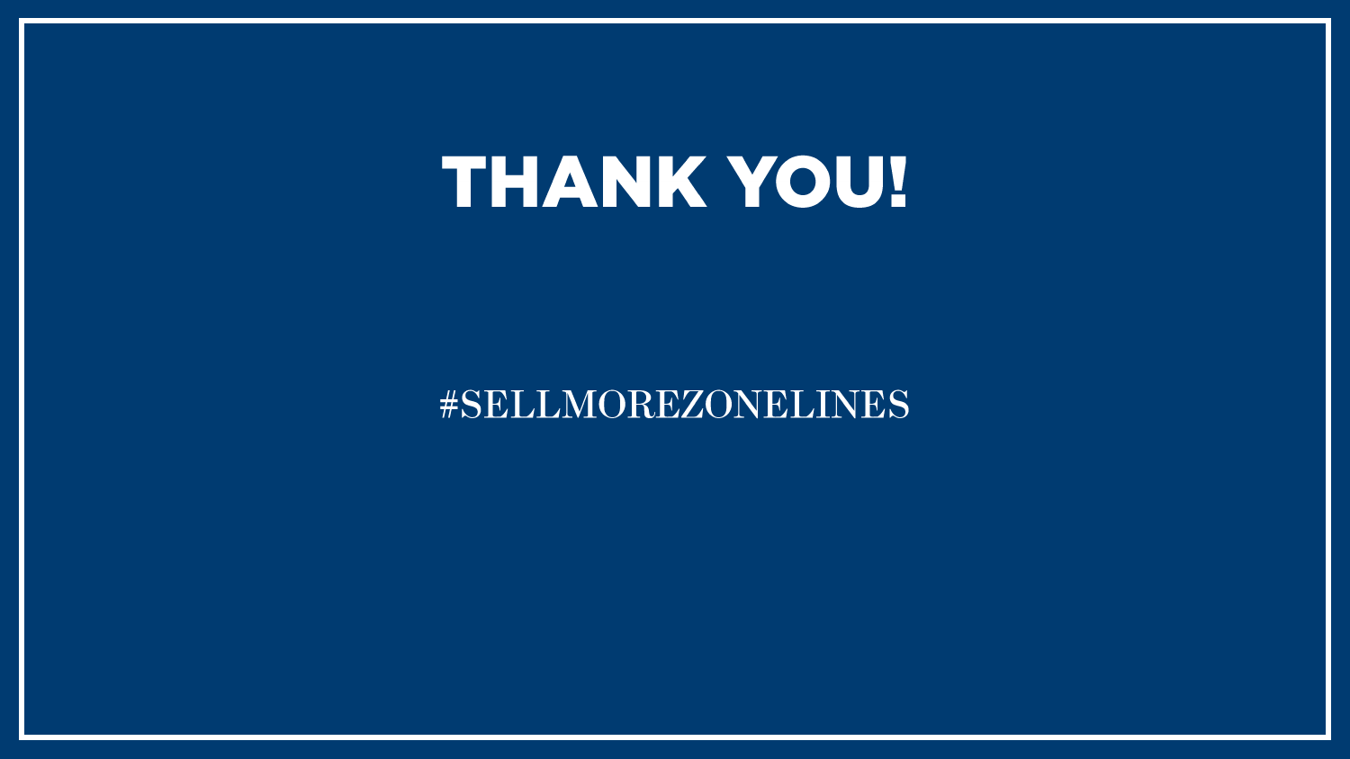# THANK YOU!

#SELLMOREZONELINES